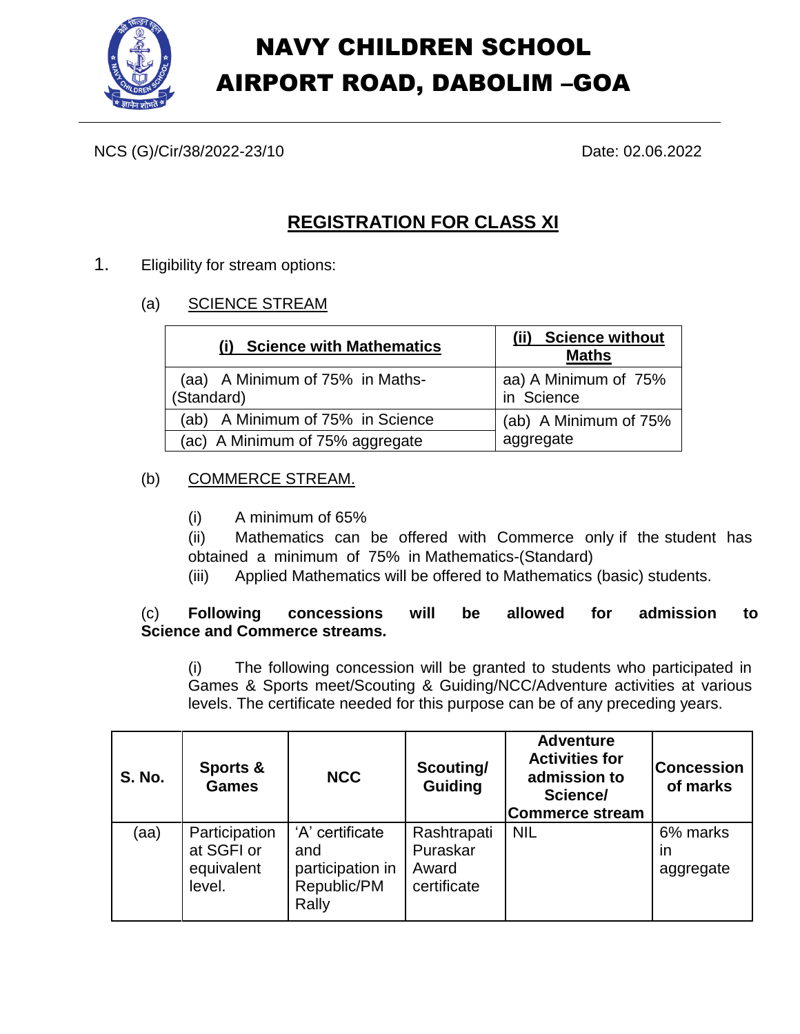# NAVY CHILDREN SCHOOL
# AIRPORT ROAD, DABOLIM –GOA

NCS (G)/Cir/38/2022-23/10 Date: 02.06.2022

## REGISTRATION FOR CLASS XI

1. Eligibility for stream options:

(a) SCIENCE STREAM

| (i) Science with Mathematics | (ii) Science without Maths |
|---|---|
| (aa) A Minimum of 75% in Maths-(Standard) | aa) A Minimum of 75% in Science |
| (ab) A Minimum of 75% in Science | (ab) A Minimum of 75% aggregate |
| (ac) A Minimum of 75% aggregate | |

(b) COMMERCE STREAM.

(i) A minimum of 65%

(ii) Mathematics can be offered with Commerce only if the student has obtained a minimum of 75% in Mathematics-(Standard)

(iii) Applied Mathematics will be offered to Mathematics (basic) students.

(c) **Following concessions will be allowed for admission to Science and Commerce streams.**

(i) The following concession will be granted to students who participated in Games & Sports meet/Scouting & Guiding/NCC/Adventure activities at various levels. The certificate needed for this purpose can be of any preceding years.

| S. No. | Sports & Games | NCC | Scouting/ Guiding | Adventure Activities for admission to Science/ Commerce stream | Concession of marks |
|---|---|---|---|---|---|
| (aa) | Participation at SGFI or equivalent level. | 'A' certificate and participation in Republic/PM Rally | Rashtrapati Puraskar Award certificate | NIL | 6% marks in aggregate |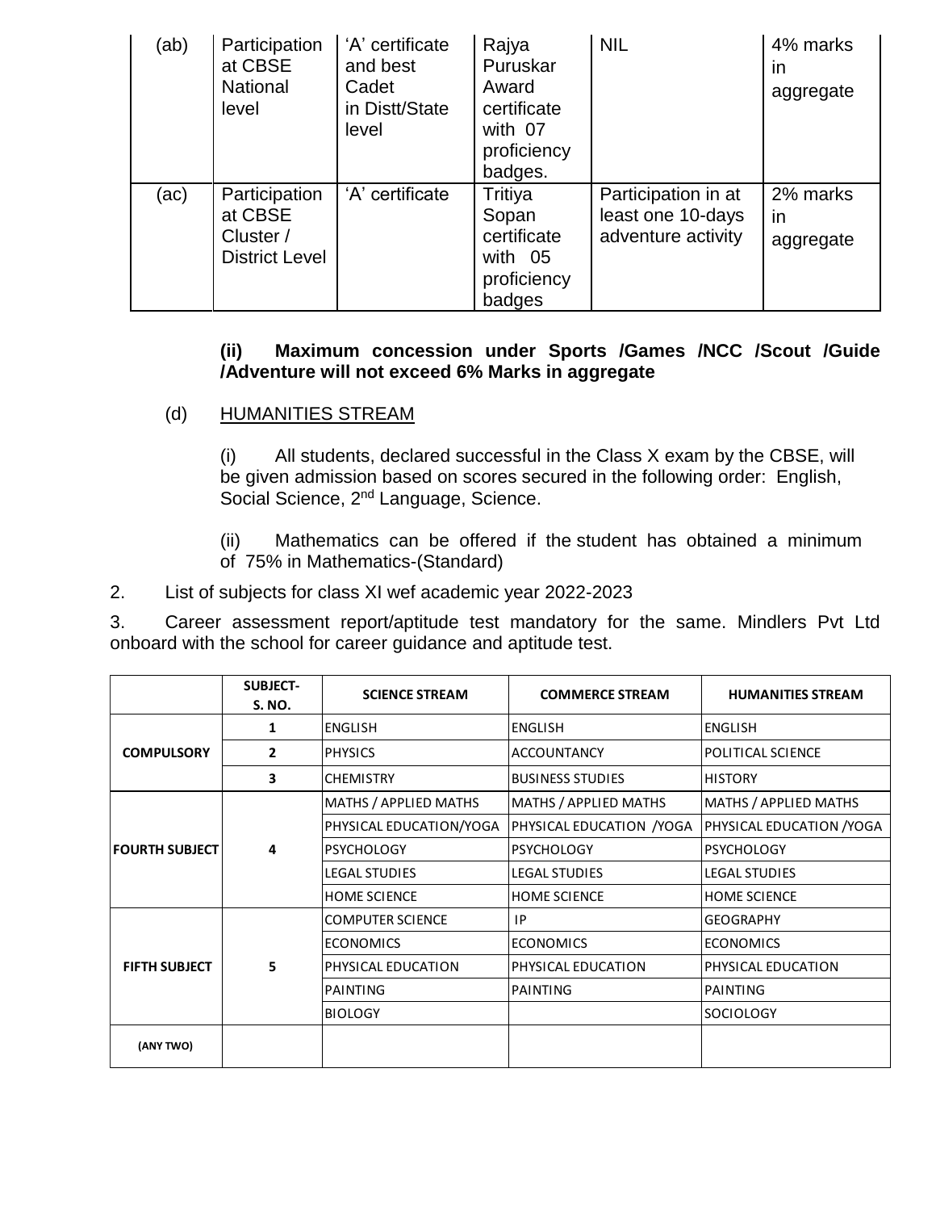| (ab) | Participation at CBSE National level | 'A' certificate and best Cadet in Distt/State level | Rajya Puruskar Award certificate with 07 proficiency badges. | NIL | 4% marks in aggregate |
|---|---|---|---|---|---|
| (ac) | Participation at CBSE Cluster / District Level | 'A' certificate | Tritiya Sopan certificate with 05 proficiency badges | Participation in at least one 10-days adventure activity | 2% marks in aggregate |

**(ii) Maximum concession under Sports /Games /NCC /Scout /Guide /Adventure will not exceed 6% Marks in aggregate**

(d) HUMANITIES STREAM

(i) All students, declared successful in the Class X exam by the CBSE, will be given admission based on scores secured in the following order: English, Social Science, 2nd Language, Science.

(ii) Mathematics can be offered if the student has obtained a minimum of 75% in Mathematics-(Standard)

2. List of subjects for class XI wef academic year 2022-2023

3. Career assessment report/aptitude test mandatory for the same. Mindlers Pvt Ltd onboard with the school for career guidance and aptitude test.

| | SUBJECT-S. NO. | SCIENCE STREAM | COMMERCE STREAM | HUMANITIES STREAM |
|---|---|---|---|---|
| COMPULSORY | 1 | ENGLISH | ENGLISH | ENGLISH |
| | 2 | PHYSICS | ACCOUNTANCY | POLITICAL SCIENCE |
| | 3 | CHEMISTRY | BUSINESS STUDIES | HISTORY |
| FOURTH SUBJECT | 4 | MATHS / APPLIED MATHS | MATHS / APPLIED MATHS | MATHS / APPLIED MATHS |
| | | PHYSICAL EDUCATION/YOGA | PHYSICAL EDUCATION /YOGA | PHYSICAL EDUCATION /YOGA |
| | | PSYCHOLOGY | PSYCHOLOGY | PSYCHOLOGY |
| | | LEGAL STUDIES | LEGAL STUDIES | LEGAL STUDIES |
| | | HOME SCIENCE | HOME SCIENCE | HOME SCIENCE |
| FIFTH SUBJECT | 5 | COMPUTER SCIENCE | IP | GEOGRAPHY |
| | | ECONOMICS | ECONOMICS | ECONOMICS |
| | | PHYSICAL EDUCATION | PHYSICAL EDUCATION | PHYSICAL EDUCATION |
| | | PAINTING | PAINTING | PAINTING |
| | | BIOLOGY | | SOCIOLOGY |
| (ANY TWO) | | | | |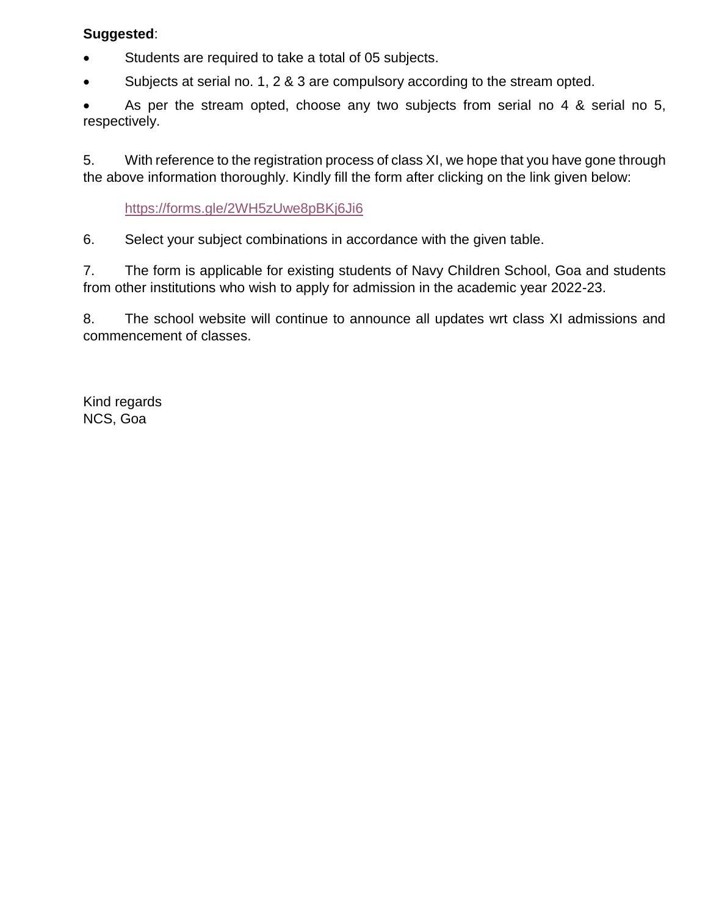**Suggested**:

- Students are required to take a total of 05 subjects.
- Subjects at serial no. 1, 2 & 3 are compulsory according to the stream opted.
- As per the stream opted, choose any two subjects from serial no 4 & serial no 5, respectively.

5. With reference to the registration process of class XI, we hope that you have gone through the above information thoroughly. Kindly fill the form after clicking on the link given below:

   https://forms.gle/2WH5zUwe8pBKj6Ji6

6. Select your subject combinations in accordance with the given table.

7. The form is applicable for existing students of Navy Children School, Goa and students from other institutions who wish to apply for admission in the academic year 2022-23.

8. The school website will continue to announce all updates wrt class XI admissions and commencement of classes.

Kind regards
NCS, Goa